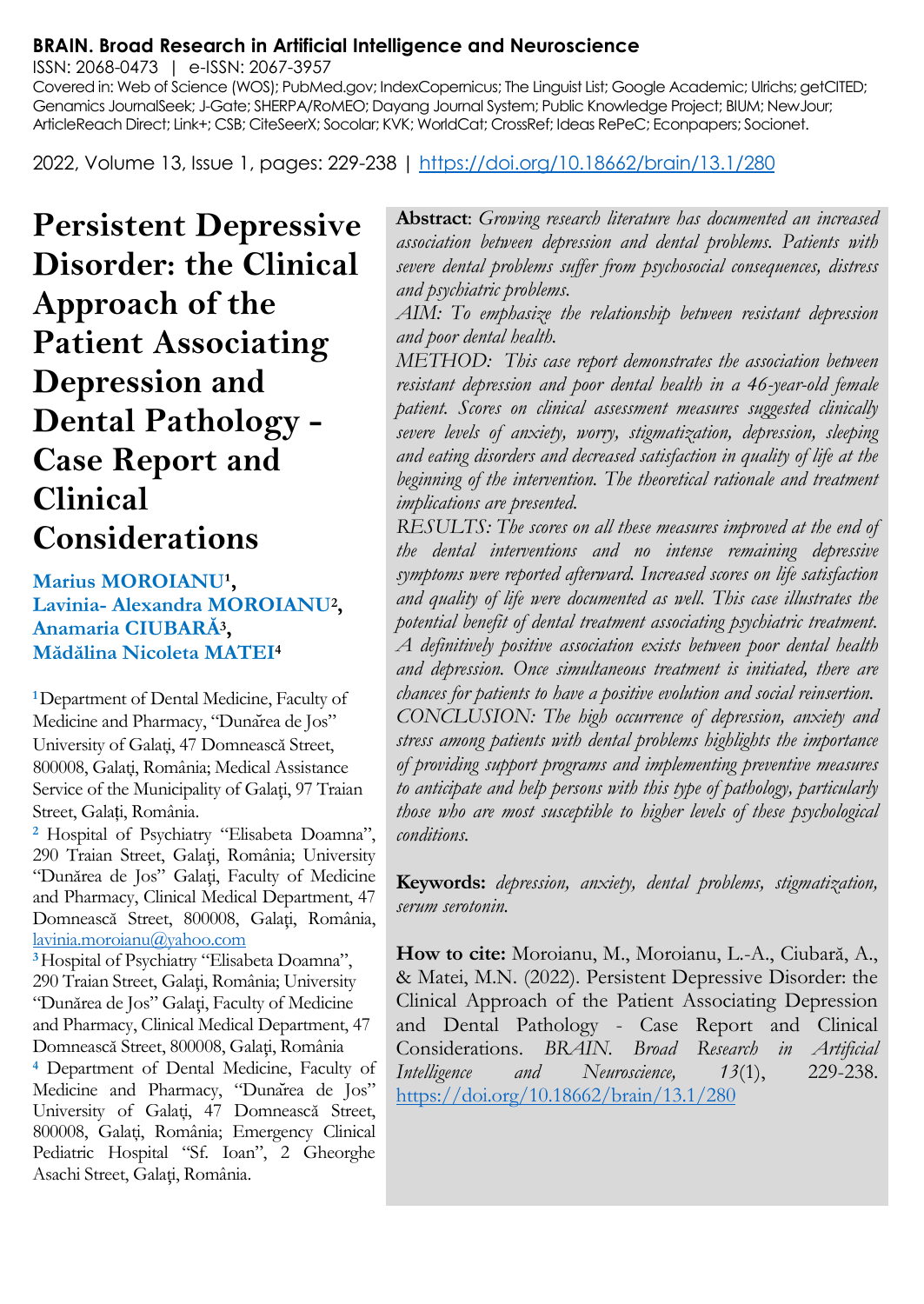**BRAIN. Broad Research in Artificial Intelligence and Neuroscience**

ISSN: 2068-0473 | e-ISSN: 2067-3957

Covered in: Web of Science (WOS); PubMed.gov; IndexCopernicus; The Linguist List; Google Academic; Ulrichs; getCITED; Genamics JournalSeek; J-Gate; SHERPA/RoMEO; Dayang Journal System; Public Knowledge Project; BIUM; NewJour; ArticleReach Direct; Link+; CSB; CiteSeerX; Socolar; KVK; WorldCat; CrossRef; Ideas RePeC; Econpapers; Socionet.

2022, Volume 13, Issue 1, pages: 229-238 | https://doi.org/10.18662/brain/13.1/280

# Persistent Depressive Disorder: the Clinical Approach of the Patient Associating Depression and Dental Pathology - Case Report and Clinical Considerations

**Marius MOROIANU**[1], **Lavinia- Alexandra MOROIANU**[2], **Anamaria CIUBARĂ**[3], **Mădălina Nicoleta MATEI**[4]

[1] Department of Dental Medicine, Faculty of Medicine and Pharmacy, "Dunărea de Jos" University of Galați, 47 Domnească Street, 800008, Galați, România; Medical Assistance Service of the Municipality of Galați, 97 Traian Street, Galați, România.

[2] Hospital of Psychiatry "Elisabeta Doamna", 290 Traian Street, Galați, România; University "Dunărea de Jos" Galați, Faculty of Medicine and Pharmacy, Clinical Medical Department, 47 Domnească Street, 800008, Galați, România, lavinia.moroianu@yahoo.com

[3] Hospital of Psychiatry "Elisabeta Doamna", 290 Traian Street, Galați, România; University "Dunărea de Jos" Galați, Faculty of Medicine and Pharmacy, Clinical Medical Department, 47 Domnească Street, 800008, Galați, România

[4] Department of Dental Medicine, Faculty of Medicine and Pharmacy, "Dunărea de Jos" University of Galați, 47 Domnească Street, 800008, Galați, România; Emergency Clinical Pediatric Hospital "Sf. Ioan", 2 Gheorghe Asachi Street, Galați, România.

**Abstract**: *Growing research literature has documented an increased association between depression and dental problems. Patients with severe dental problems suffer from psychosocial consequences, distress and psychiatric problems.*

*AIM: To emphasize the relationship between resistant depression and poor dental health.*

*METHOD: This case report demonstrates the association between resistant depression and poor dental health in a 46-year-old female patient. Scores on clinical assessment measures suggested clinically severe levels of anxiety, worry, stigmatization, depression, sleeping and eating disorders and decreased satisfaction in quality of life at the beginning of the intervention. The theoretical rationale and treatment implications are presented.*

*RESULTS: The scores on all these measures improved at the end of the dental interventions and no intense remaining depressive symptoms were reported afterward. Increased scores on life satisfaction and quality of life were documented as well. This case illustrates the potential benefit of dental treatment associating psychiatric treatment. A definitively positive association exists between poor dental health and depression. Once simultaneous treatment is initiated, there are chances for patients to have a positive evolution and social reinsertion.*

*CONCLUSION: The high occurrence of depression, anxiety and stress among patients with dental problems highlights the importance of providing support programs and implementing preventive measures to anticipate and help persons with this type of pathology, particularly those who are most susceptible to higher levels of these psychological conditions.*

**Keywords:** *depression, anxiety, dental problems, stigmatization, serum serotonin.*

**How to cite:** Moroianu, M., Moroianu, L.-A., Ciubară, A., & Matei, M.N. (2022). Persistent Depressive Disorder: the Clinical Approach of the Patient Associating Depression and Dental Pathology - Case Report and Clinical Considerations. *BRAIN. Broad Research in Artificial Intelligence and Neuroscience, 13*(1), 229-238. https://doi.org/10.18662/brain/13.1/280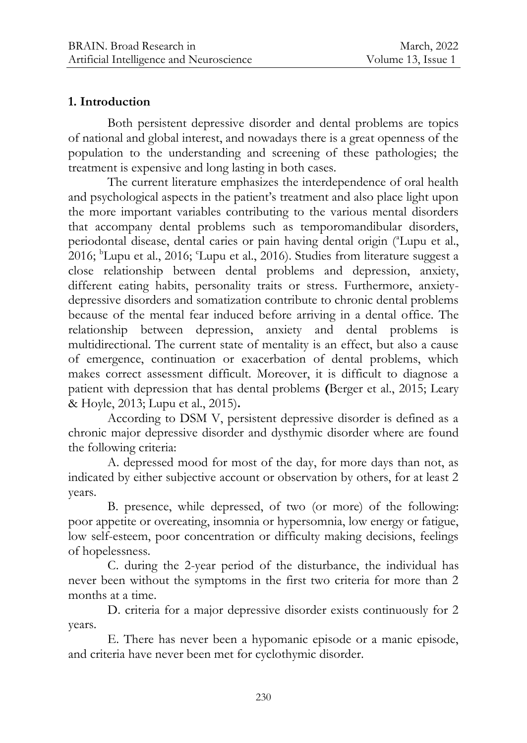## 1. Introduction

Both persistent depressive disorder and dental problems are topics of national and global interest, and nowadays there is a great openness of the population to the understanding and screening of these pathologies; the treatment is expensive and long lasting in both cases.

The current literature emphasizes the interdependence of oral health and psychological aspects in the patient's treatment and also place light upon the more important variables contributing to the various mental disorders that accompany dental problems such as temporomandibular disorders, periodontal disease, dental caries or pain having dental origin ([a]Lupu et al., 2016; [b]Lupu et al., 2016; [c]Lupu et al., 2016). Studies from literature suggest a close relationship between dental problems and depression, anxiety, different eating habits, personality traits or stress. Furthermore, anxiety-depressive disorders and somatization contribute to chronic dental problems because of the mental fear induced before arriving in a dental office. The relationship between depression, anxiety and dental problems is multidirectional. The current state of mentality is an effect, but also a cause of emergence, continuation or exacerbation of dental problems, which makes correct assessment difficult. Moreover, it is difficult to diagnose a patient with depression that has dental problems **(**Berger et al., 2015; Leary & Hoyle, 2013; Lupu et al., 2015)**.**

According to DSM V, persistent depressive disorder is defined as a chronic major depressive disorder and dysthymic disorder where are found the following criteria:

A. depressed mood for most of the day, for more days than not, as indicated by either subjective account or observation by others, for at least 2 years.

B. presence, while depressed, of two (or more) of the following: poor appetite or overeating, insomnia or hypersomnia, low energy or fatigue, low self-esteem, poor concentration or difficulty making decisions, feelings of hopelessness.

C. during the 2-year period of the disturbance, the individual has never been without the symptoms in the first two criteria for more than 2 months at a time.

D. criteria for a major depressive disorder exists continuously for 2 years.

E. There has never been a hypomanic episode or a manic episode, and criteria have never been met for cyclothymic disorder.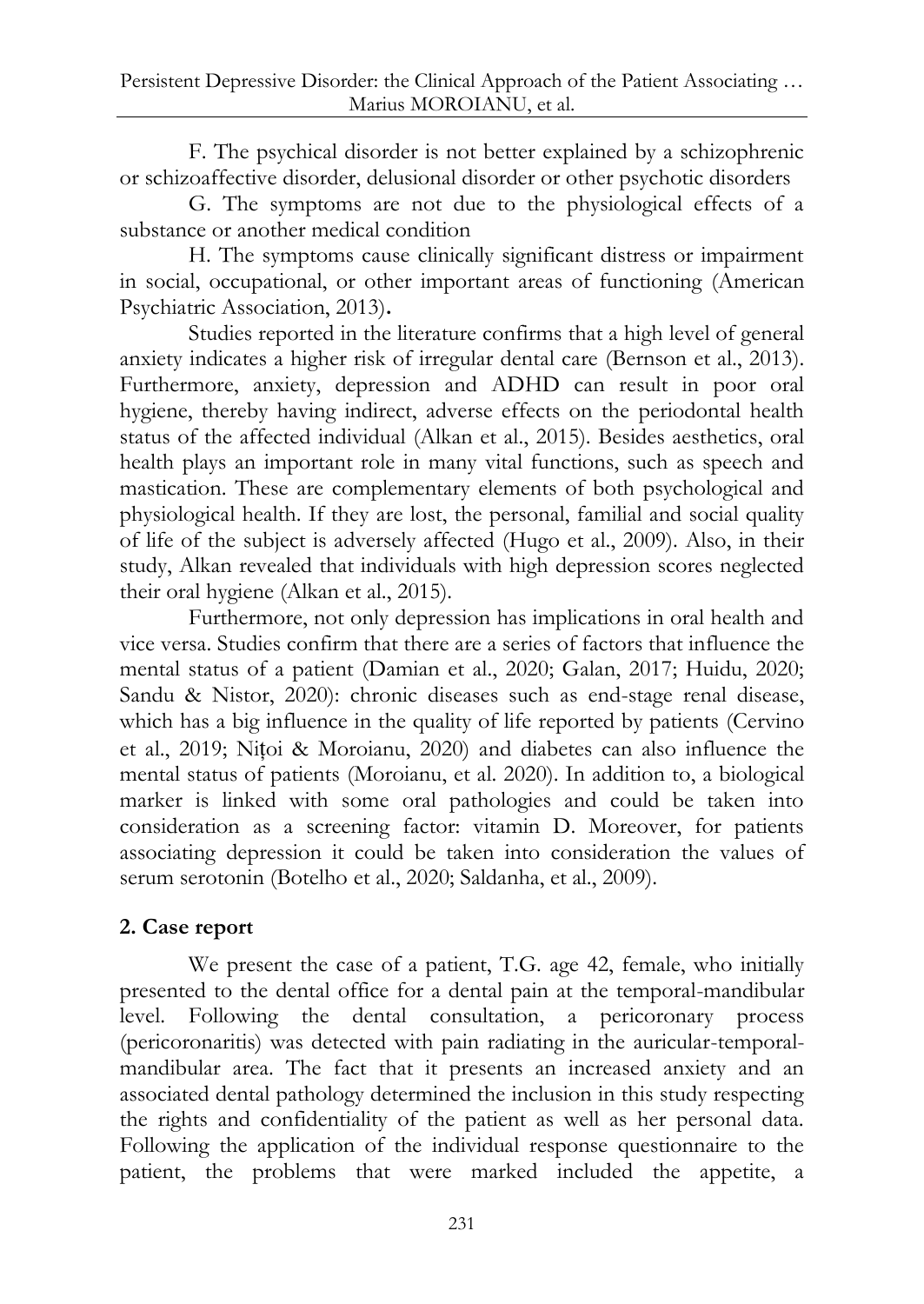F. The psychical disorder is not better explained by a schizophrenic or schizoaffective disorder, delusional disorder or other psychotic disorders

G. The symptoms are not due to the physiological effects of a substance or another medical condition

H. The symptoms cause clinically significant distress or impairment in social, occupational, or other important areas of functioning (American Psychiatric Association, 2013)**.**

Studies reported in the literature confirms that a high level of general anxiety indicates a higher risk of irregular dental care (Bernson et al., 2013). Furthermore, anxiety, depression and ADHD can result in poor oral hygiene, thereby having indirect, adverse effects on the periodontal health status of the affected individual (Alkan et al., 2015). Besides aesthetics, oral health plays an important role in many vital functions, such as speech and mastication. These are complementary elements of both psychological and physiological health. If they are lost, the personal, familial and social quality of life of the subject is adversely affected (Hugo et al., 2009). Also, in their study, Alkan revealed that individuals with high depression scores neglected their oral hygiene (Alkan et al., 2015).

Furthermore, not only depression has implications in oral health and vice versa. Studies confirm that there are a series of factors that influence the mental status of a patient (Damian et al., 2020; Galan, 2017; Huidu, 2020; Sandu & Nistor, 2020): chronic diseases such as end-stage renal disease, which has a big influence in the quality of life reported by patients (Cervino et al., 2019; Nițoi & Moroianu, 2020) and diabetes can also influence the mental status of patients (Moroianu, et al. 2020). In addition to, a biological marker is linked with some oral pathologies and could be taken into consideration as a screening factor: vitamin D. Moreover, for patients associating depression it could be taken into consideration the values of serum serotonin (Botelho et al., 2020; Saldanha, et al., 2009).

## 2. Case report

We present the case of a patient, T.G. age 42, female, who initially presented to the dental office for a dental pain at the temporal-mandibular level. Following the dental consultation, a pericoronary process (pericoronaritis) was detected with pain radiating in the auricular-temporal-mandibular area. The fact that it presents an increased anxiety and an associated dental pathology determined the inclusion in this study respecting the rights and confidentiality of the patient as well as her personal data. Following the application of the individual response questionnaire to the patient, the problems that were marked included the appetite, a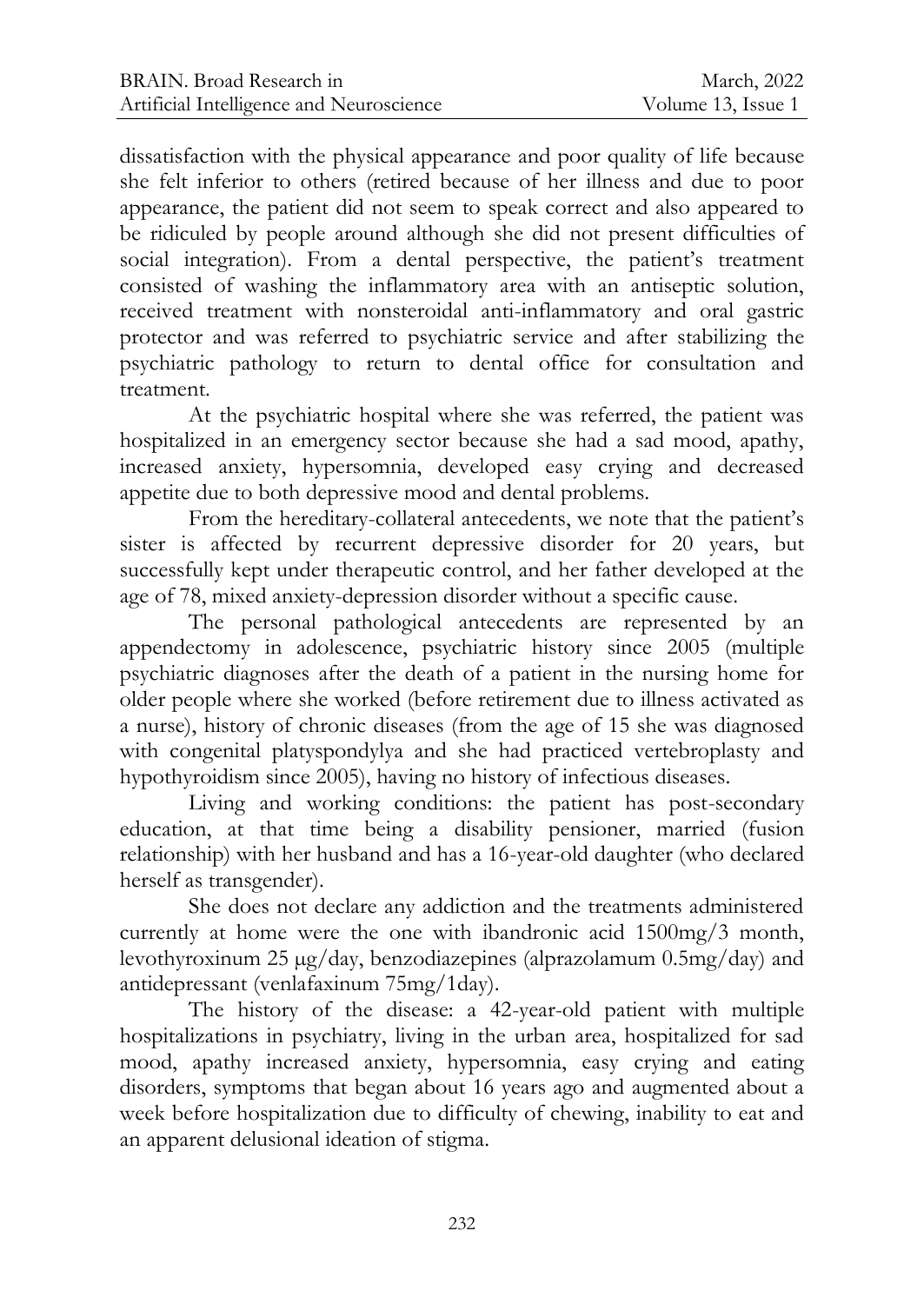dissatisfaction with the physical appearance and poor quality of life because she felt inferior to others (retired because of her illness and due to poor appearance, the patient did not seem to speak correct and also appeared to be ridiculed by people around although she did not present difficulties of social integration). From a dental perspective, the patient's treatment consisted of washing the inflammatory area with an antiseptic solution, received treatment with nonsteroidal anti-inflammatory and oral gastric protector and was referred to psychiatric service and after stabilizing the psychiatric pathology to return to dental office for consultation and treatment.

At the psychiatric hospital where she was referred, the patient was hospitalized in an emergency sector because she had a sad mood, apathy, increased anxiety, hypersomnia, developed easy crying and decreased appetite due to both depressive mood and dental problems.

From the hereditary-collateral antecedents, we note that the patient's sister is affected by recurrent depressive disorder for 20 years, but successfully kept under therapeutic control, and her father developed at the age of 78, mixed anxiety-depression disorder without a specific cause.

The personal pathological antecedents are represented by an appendectomy in adolescence, psychiatric history since 2005 (multiple psychiatric diagnoses after the death of a patient in the nursing home for older people where she worked (before retirement due to illness activated as a nurse), history of chronic diseases (from the age of 15 she was diagnosed with congenital platyspondylya and she had practiced vertebroplasty and hypothyroidism since 2005), having no history of infectious diseases.

Living and working conditions: the patient has post-secondary education, at that time being a disability pensioner, married (fusion relationship) with her husband and has a 16-year-old daughter (who declared herself as transgender).

She does not declare any addiction and the treatments administered currently at home were the one with ibandronic acid 1500mg/3 month, levothyroxinum 25 μg/day, benzodiazepines (alprazolamum 0.5mg/day) and antidepressant (venlafaxinum 75mg/1day).

The history of the disease: a 42-year-old patient with multiple hospitalizations in psychiatry, living in the urban area, hospitalized for sad mood, apathy increased anxiety, hypersomnia, easy crying and eating disorders, symptoms that began about 16 years ago and augmented about a week before hospitalization due to difficulty of chewing, inability to eat and an apparent delusional ideation of stigma.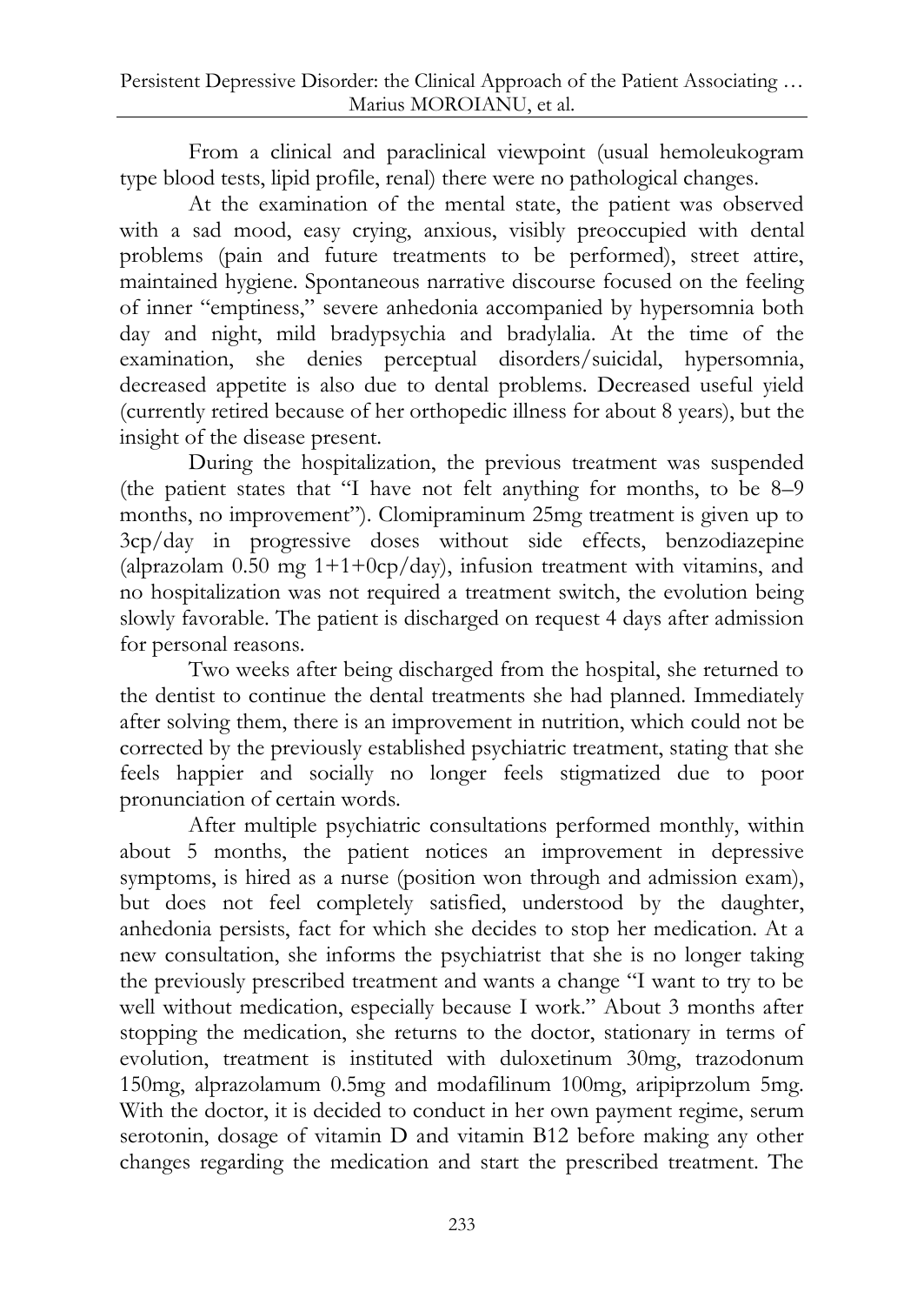From a clinical and paraclinical viewpoint (usual hemoleukogram type blood tests, lipid profile, renal) there were no pathological changes.

At the examination of the mental state, the patient was observed with a sad mood, easy crying, anxious, visibly preoccupied with dental problems (pain and future treatments to be performed), street attire, maintained hygiene. Spontaneous narrative discourse focused on the feeling of inner "emptiness," severe anhedonia accompanied by hypersomnia both day and night, mild bradypsychia and bradylalia. At the time of the examination, she denies perceptual disorders/suicidal, hypersomnia, decreased appetite is also due to dental problems. Decreased useful yield (currently retired because of her orthopedic illness for about 8 years), but the insight of the disease present.

During the hospitalization, the previous treatment was suspended (the patient states that "I have not felt anything for months, to be 8–9 months, no improvement"). Clomipraminum 25mg treatment is given up to 3cp/day in progressive doses without side effects, benzodiazepine (alprazolam 0.50 mg 1+1+0cp/day), infusion treatment with vitamins, and no hospitalization was not required a treatment switch, the evolution being slowly favorable. The patient is discharged on request 4 days after admission for personal reasons.

Two weeks after being discharged from the hospital, she returned to the dentist to continue the dental treatments she had planned. Immediately after solving them, there is an improvement in nutrition, which could not be corrected by the previously established psychiatric treatment, stating that she feels happier and socially no longer feels stigmatized due to poor pronunciation of certain words.

After multiple psychiatric consultations performed monthly, within about 5 months, the patient notices an improvement in depressive symptoms, is hired as a nurse (position won through and admission exam), but does not feel completely satisfied, understood by the daughter, anhedonia persists, fact for which she decides to stop her medication. At a new consultation, she informs the psychiatrist that she is no longer taking the previously prescribed treatment and wants a change "I want to try to be well without medication, especially because I work." About 3 months after stopping the medication, she returns to the doctor, stationary in terms of evolution, treatment is instituted with duloxetinum 30mg, trazodonum 150mg, alprazolamum 0.5mg and modafilinum 100mg, aripiprzolum 5mg. With the doctor, it is decided to conduct in her own payment regime, serum serotonin, dosage of vitamin D and vitamin B12 before making any other changes regarding the medication and start the prescribed treatment. The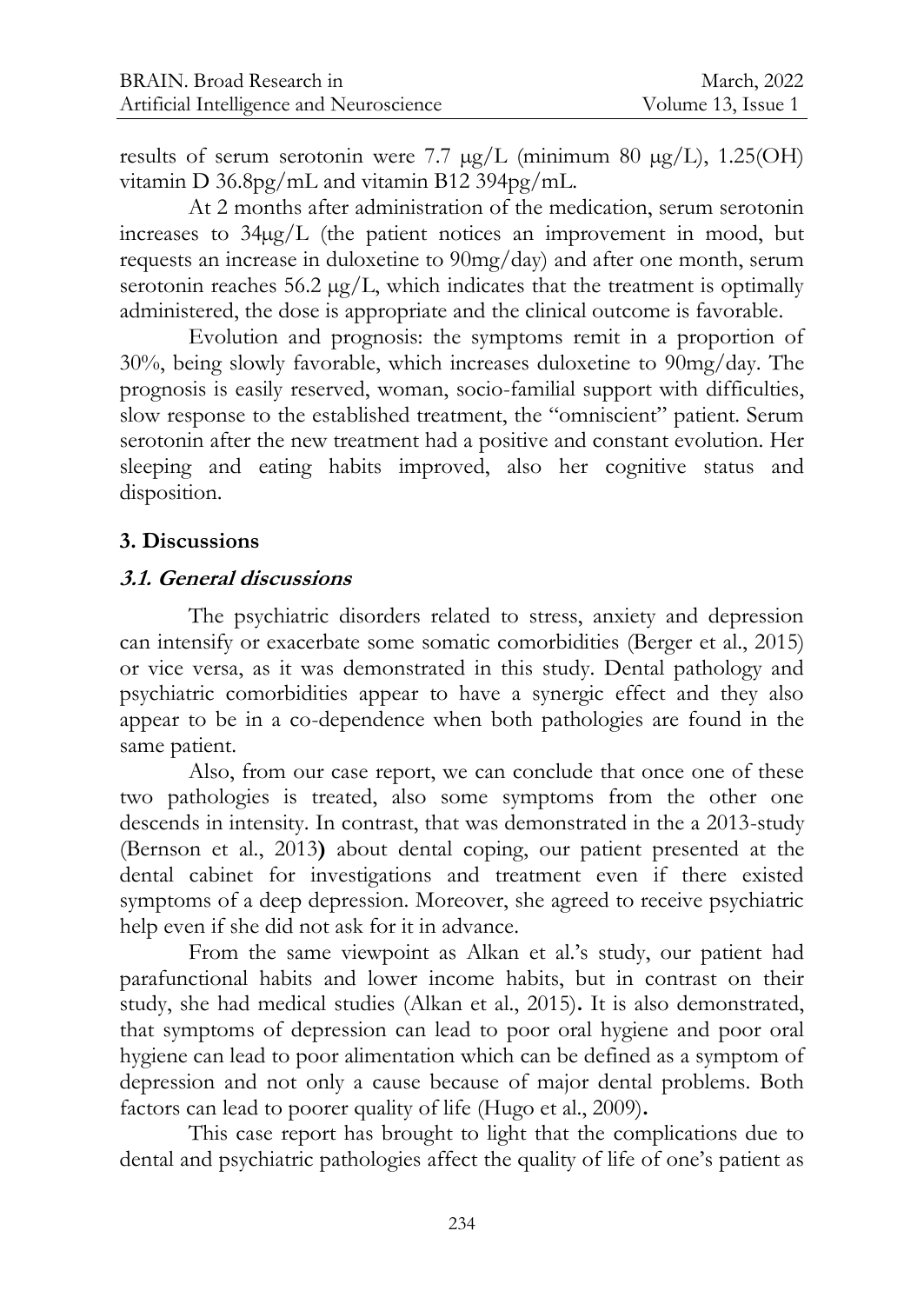results of serum serotonin were 7.7 μg/L (minimum 80 μg/L), 1.25(OH) vitamin D 36.8pg/mL and vitamin B12 394pg/mL.

At 2 months after administration of the medication, serum serotonin increases to 34μg/L (the patient notices an improvement in mood, but requests an increase in duloxetine to 90mg/day) and after one month, serum serotonin reaches 56.2 μg/L, which indicates that the treatment is optimally administered, the dose is appropriate and the clinical outcome is favorable.

Evolution and prognosis: the symptoms remit in a proportion of 30%, being slowly favorable, which increases duloxetine to 90mg/day. The prognosis is easily reserved, woman, socio-familial support with difficulties, slow response to the established treatment, the "omniscient" patient. Serum serotonin after the new treatment had a positive and constant evolution. Her sleeping and eating habits improved, also her cognitive status and disposition.

## 3. Discussions

### *3.1. General discussions*

The psychiatric disorders related to stress, anxiety and depression can intensify or exacerbate some somatic comorbidities (Berger et al., 2015) or vice versa, as it was demonstrated in this study. Dental pathology and psychiatric comorbidities appear to have a synergic effect and they also appear to be in a co-dependence when both pathologies are found in the same patient.

Also, from our case report, we can conclude that once one of these two pathologies is treated, also some symptoms from the other one descends in intensity. In contrast, that was demonstrated in the a 2013-study (Bernson et al., 2013**)** about dental coping, our patient presented at the dental cabinet for investigations and treatment even if there existed symptoms of a deep depression. Moreover, she agreed to receive psychiatric help even if she did not ask for it in advance.

From the same viewpoint as Alkan et al.'s study, our patient had parafunctional habits and lower income habits, but in contrast on their study, she had medical studies (Alkan et al., 2015)**.** It is also demonstrated, that symptoms of depression can lead to poor oral hygiene and poor oral hygiene can lead to poor alimentation which can be defined as a symptom of depression and not only a cause because of major dental problems. Both factors can lead to poorer quality of life (Hugo et al., 2009)**.**

This case report has brought to light that the complications due to dental and psychiatric pathologies affect the quality of life of one's patient as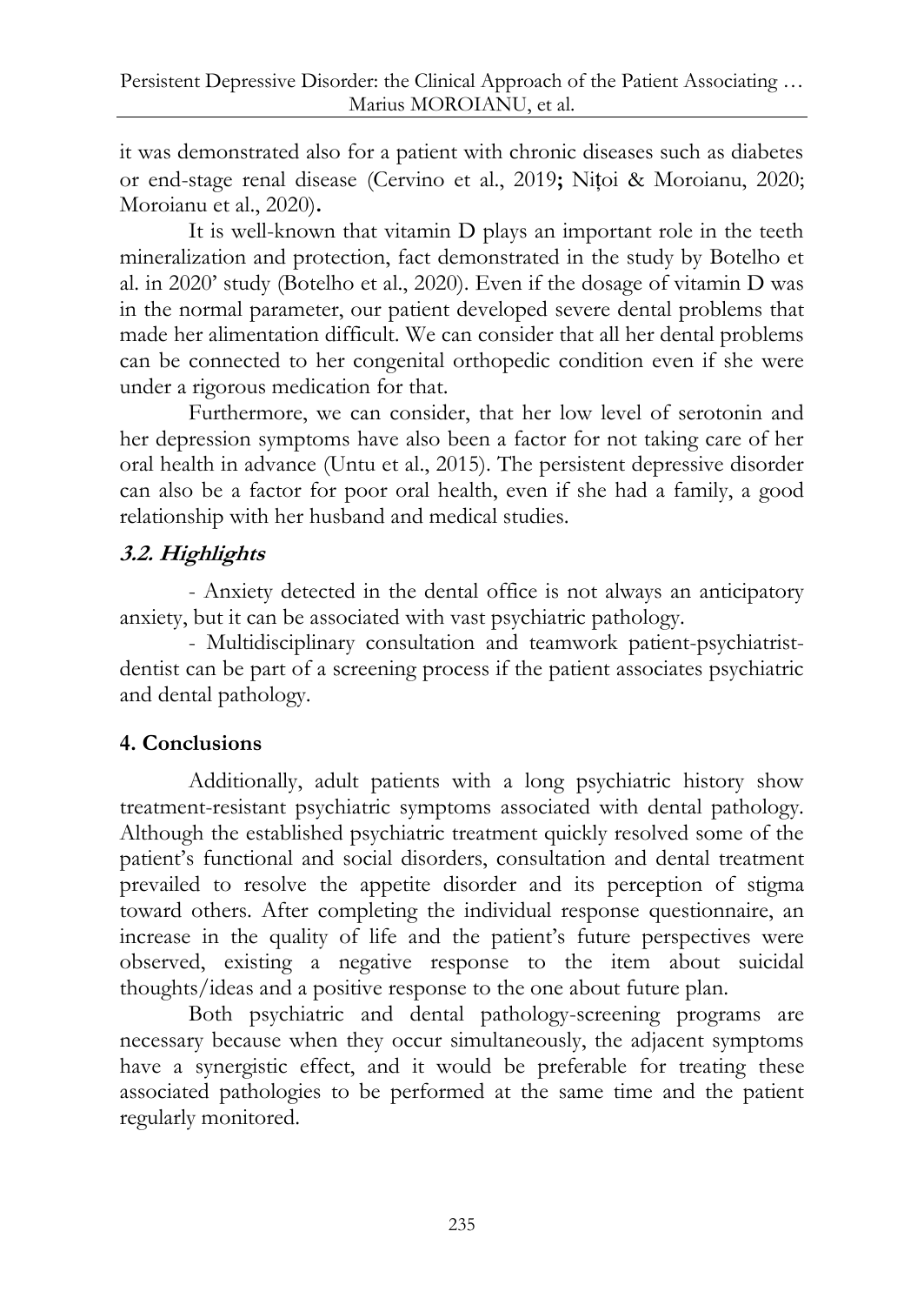it was demonstrated also for a patient with chronic diseases such as diabetes or end-stage renal disease (Cervino et al., 2019**;** Nițoi & Moroianu, 2020; Moroianu et al., 2020)**.**

It is well-known that vitamin D plays an important role in the teeth mineralization and protection, fact demonstrated in the study by Botelho et al. in 2020' study (Botelho et al., 2020). Even if the dosage of vitamin D was in the normal parameter, our patient developed severe dental problems that made her alimentation difficult. We can consider that all her dental problems can be connected to her congenital orthopedic condition even if she were under a rigorous medication for that.

Furthermore, we can consider, that her low level of serotonin and her depression symptoms have also been a factor for not taking care of her oral health in advance (Untu et al., 2015). The persistent depressive disorder can also be a factor for poor oral health, even if she had a family, a good relationship with her husband and medical studies.

### ***3.2. Highlights***

- Anxiety detected in the dental office is not always an anticipatory anxiety, but it can be associated with vast psychiatric pathology.

- Multidisciplinary consultation and teamwork patient-psychiatrist-dentist can be part of a screening process if the patient associates psychiatric and dental pathology.

## **4. Conclusions**

Additionally, adult patients with a long psychiatric history show treatment-resistant psychiatric symptoms associated with dental pathology. Although the established psychiatric treatment quickly resolved some of the patient's functional and social disorders, consultation and dental treatment prevailed to resolve the appetite disorder and its perception of stigma toward others. After completing the individual response questionnaire, an increase in the quality of life and the patient's future perspectives were observed, existing a negative response to the item about suicidal thoughts/ideas and a positive response to the one about future plan.

Both psychiatric and dental pathology-screening programs are necessary because when they occur simultaneously, the adjacent symptoms have a synergistic effect, and it would be preferable for treating these associated pathologies to be performed at the same time and the patient regularly monitored.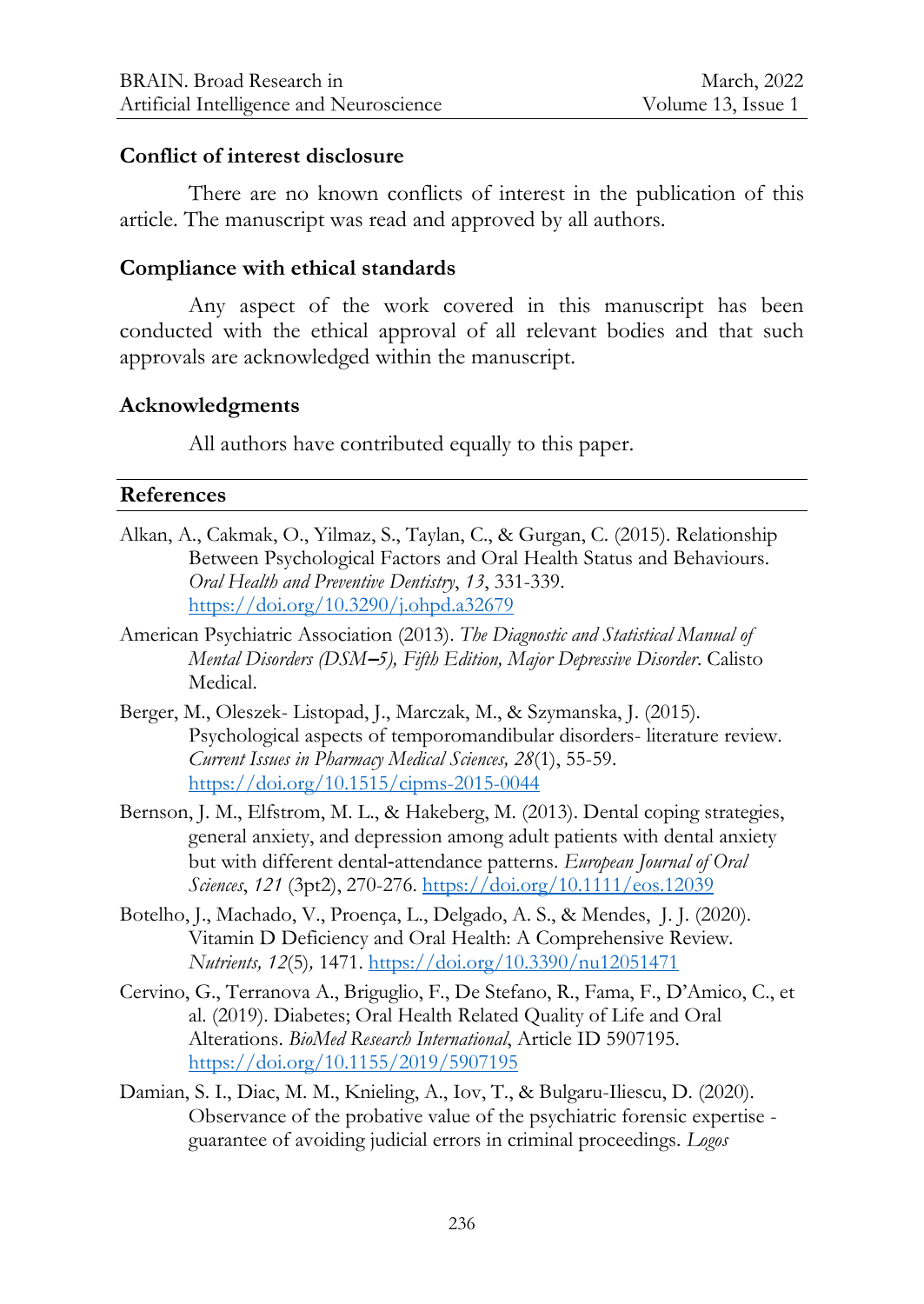## Conflict of interest disclosure

There are no known conflicts of interest in the publication of this article. The manuscript was read and approved by all authors.

## Compliance with ethical standards

Any aspect of the work covered in this manuscript has been conducted with the ethical approval of all relevant bodies and that such approvals are acknowledged within the manuscript.

## Acknowledgments

All authors have contributed equally to this paper.

## References

Alkan, A., Cakmak, O., Yilmaz, S., Taylan, C., & Gurgan, C. (2015). Relationship Between Psychological Factors and Oral Health Status and Behaviours. *Oral Health and Preventive Dentistry*, *13*, 331-339. https://doi.org/10.3290/j.ohpd.a32679

American Psychiatric Association (2013). *The Diagnostic and Statistical Manual of Mental Disorders (DSM–5), Fifth Edition, Major Depressive Disorder*. Calisto Medical.

Berger, M., Oleszek- Listopad, J., Marczak, M., & Szymanska, J. (2015). Psychological aspects of temporomandibular disorders- literature review. *Current Issues in Pharmacy Medical Sciences, 28*(1), 55-59. https://doi.org/10.1515/cipms-2015-0044

Bernson, J. M., Elfstrom, M. L., & Hakeberg, M. (2013). Dental coping strategies, general anxiety, and depression among adult patients with dental anxiety but with different dental-attendance patterns. *European Journal of Oral Sciences*, *121* (3pt2), 270-276. https://doi.org/10.1111/eos.12039

Botelho, J., Machado, V., Proença, L., Delgado, A. S., & Mendes, J. J. (2020). Vitamin D Deficiency and Oral Health: A Comprehensive Review. *Nutrients, 12*(5), 1471. https://doi.org/10.3390/nu12051471

Cervino, G., Terranova A., Briguglio, F., De Stefano, R., Fama, F., D'Amico, C., et al. (2019). Diabetes; Oral Health Related Quality of Life and Oral Alterations. *BioMed Research International*, Article ID 5907195. https://doi.org/10.1155/2019/5907195

Damian, S. I., Diac, M. M., Knieling, A., Iov, T., & Bulgaru-Iliescu, D. (2020). Observance of the probative value of the psychiatric forensic expertise - guarantee of avoiding judicial errors in criminal proceedings. *Logos*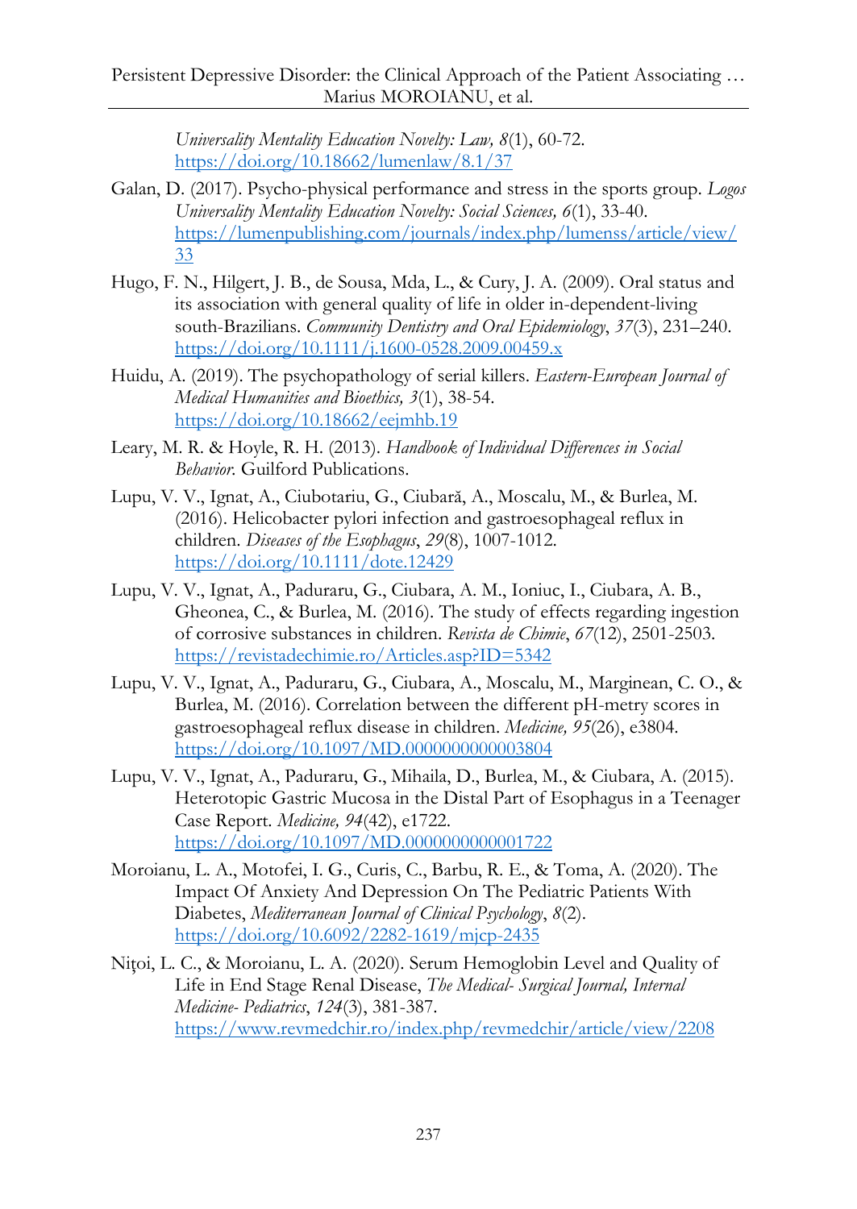*Universality Mentality Education Novelty: Law, 8*(1), 60-72. https://doi.org/10.18662/lumenlaw/8.1/37

Galan, D. (2017). Psycho-physical performance and stress in the sports group. *Logos Universality Mentality Education Novelty: Social Sciences, 6*(1), 33-40. https://lumenpublishing.com/journals/index.php/lumenss/article/view/33

Hugo, F. N., Hilgert, J. B., de Sousa, Mda, L., & Cury, J. A. (2009). Oral status and its association with general quality of life in older in-dependent-living south-Brazilians. *Community Dentistry and Oral Epidemiology*, *37*(3), 231–240. https://doi.org/10.1111/j.1600-0528.2009.00459.x

Huidu, A. (2019). The psychopathology of serial killers. *Eastern-European Journal of Medical Humanities and Bioethics, 3*(1), 38-54. https://doi.org/10.18662/eejmhb.19

Leary, M. R. & Hoyle, R. H. (2013). *Handbook of Individual Differences in Social Behavior.* Guilford Publications.

Lupu, V. V., Ignat, A., Ciubotariu, G., Ciubară, A., Moscalu, M., & Burlea, M. (2016). Helicobacter pylori infection and gastroesophageal reflux in children. *Diseases of the Esophagus*, *29*(8), 1007-1012. https://doi.org/10.1111/dote.12429

Lupu, V. V., Ignat, A., Paduraru, G., Ciubara, A. M., Ioniuc, I., Ciubara, A. B., Gheonea, C., & Burlea, M. (2016). The study of effects regarding ingestion of corrosive substances in children. *Revista de Chimie*, *67*(12), 2501-2503. https://revistadechimie.ro/Articles.asp?ID=5342

Lupu, V. V., Ignat, A., Paduraru, G., Ciubara, A., Moscalu, M., Marginean, C. O., & Burlea, M. (2016). Correlation between the different pH-metry scores in gastroesophageal reflux disease in children. *Medicine, 95*(26), e3804. https://doi.org/10.1097/MD.0000000000003804

Lupu, V. V., Ignat, A., Paduraru, G., Mihaila, D., Burlea, M., & Ciubara, A. (2015). Heterotopic Gastric Mucosa in the Distal Part of Esophagus in a Teenager Case Report. *Medicine, 94*(42), e1722. https://doi.org/10.1097/MD.0000000000001722

Moroianu, L. A., Motofei, I. G., Curis, C., Barbu, R. E., & Toma, A. (2020). The Impact Of Anxiety And Depression On The Pediatric Patients With Diabetes, *Mediterranean Journal of Clinical Psychology*, *8*(2). https://doi.org/10.6092/2282-1619/mjcp-2435

Nițoi, L. C., & Moroianu, L. A. (2020). Serum Hemoglobin Level and Quality of Life in End Stage Renal Disease, *The Medical- Surgical Journal, Internal Medicine- Pediatrics*, *124*(3), 381-387. https://www.revmedchir.ro/index.php/revmedchir/article/view/2208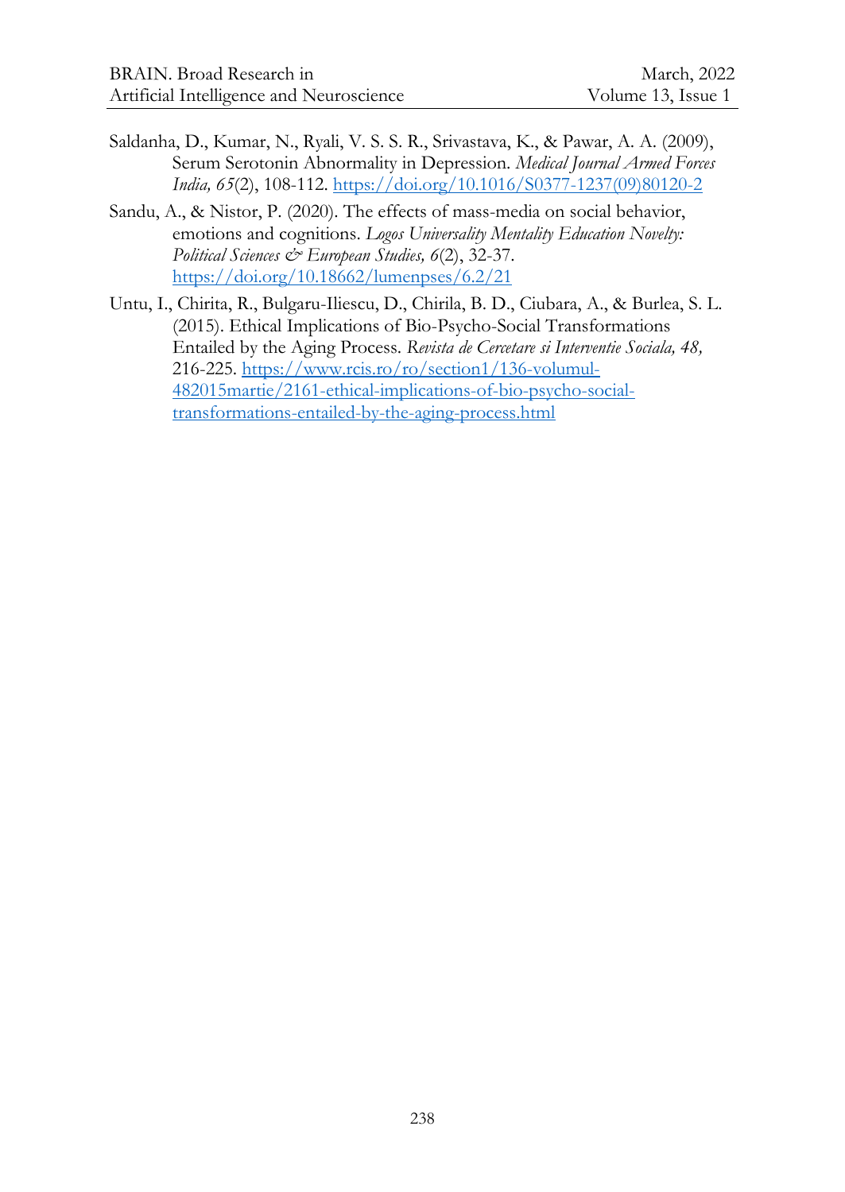Saldanha, D., Kumar, N., Ryali, V. S. S. R., Srivastava, K., & Pawar, A. A. (2009), Serum Serotonin Abnormality in Depression. *Medical Journal Armed Forces India, 65*(2), 108-112. https://doi.org/10.1016/S0377-1237(09)80120-2

Sandu, A., & Nistor, P. (2020). The effects of mass-media on social behavior, emotions and cognitions. *Logos Universality Mentality Education Novelty: Political Sciences & European Studies, 6*(2), 32-37. https://doi.org/10.18662/lumenpses/6.2/21

Untu, I., Chirita, R., Bulgaru-Iliescu, D., Chirila, B. D., Ciubara, A., & Burlea, S. L. (2015). Ethical Implications of Bio-Psycho-Social Transformations Entailed by the Aging Process. *Revista de Cercetare si Interventie Sociala, 48,* 216-225. https://www.rcis.ro/ro/section1/136-volumul-482015martie/2161-ethical-implications-of-bio-psycho-social-transformations-entailed-by-the-aging-process.html